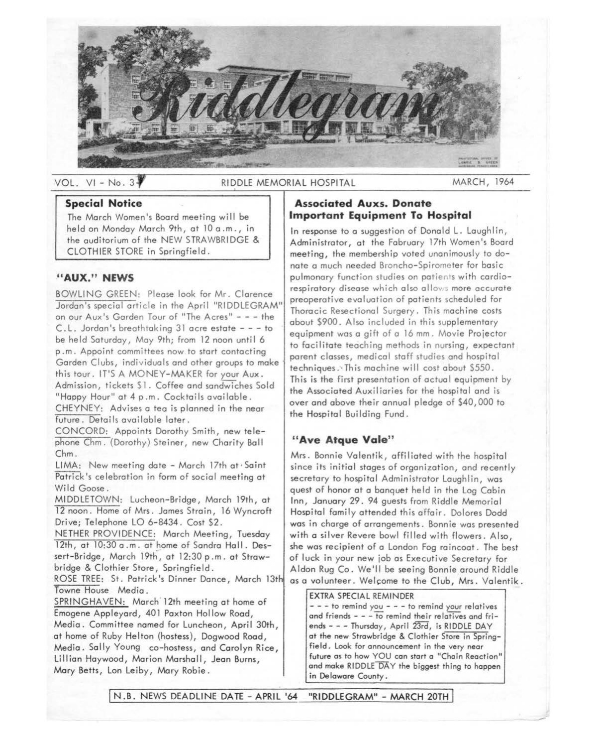# Riddlegram

VOL. VI - No. 3 RIDDLE MEMORIAL HOSPITAL MARCH, 1964

**Special Notice**

The March Women's Board meeting will be held on Monday March 9th, at 10 a.m., in the auditorium of the NEW STRAWBRIDGE & CLOTHIER STORE in Springfield.

## "AUX." NEWS

BOWLING GREEN: Please look for Mr. Clarence Jordan's special article in the April "RIDDLEGRAM" on our Aux's Garden Tour of "The Acres" - - - the C.L. Jordan's breathtaking 31 acre estate - - - to be held Saturday, May 9th; from 12 noon until 6 p.m. Appoint committees now to start contacting Garden Clubs, individuals and other groups to make this tour. IT'S A MONEY-MAKER for your Aux. Admission, tickets $1. Coffee and sandwiches Sold "Happy Hour" at 4 p.m. Cocktails available.

CHEYNEY: Advises a tea is planned in the near future. Details available later.

CONCORD: Appoints Dorothy Smith, new telephone Chm. (Dorothy) Steiner, new Charity Ball Chm.

LIMA: New meeting date - March 17th at Saint Patrick's celebration in form of social meeting at Wild Goose.

MIDDLETOWN: Lucheon-Bridge, March 19th, at 12 noon. Home of Mrs. James Strain, 16 Wyncroft Drive; Telephone LO 6-8434. Cost $2.

NETHER PROVIDENCE: March Meeting, Tuesday 12th, at 10:30 a.m. at home of Sandra Hall. Dessert-Bridge, March 19th, at 12:30 p.m. at Strawbridge & Clothier Store, Springfield.

ROSE TREE: St. Patrick's Dinner Dance, March 13th Towne House Media.

SPRINGHAVEN: March 12th meeting at home of Emogene Appleyard, 401 Paxton Hollow Road, Media. Committee named for Luncheon, April 30th, at home of Ruby Helton (hostess), Dogwood Road, Media. Sally Young co-hostess, and Carolyn Rice, Lillian Haywood, Marion Marshall, Jean Burns, Mary Betts, Lon Leiby, Mary Robie.

## Associated Auxs. Donate Important Equipment To Hospital

In response to a suggestion of Donald L. Laughlin, Administrator, at the Fabruary 17th Women's Board meeting, the membership voted unanimously to donate a much needed Broncho-Spirometer for basic pulmonary function studies on patients with cardiorespiratory disease which also allows more accurate preoperative evaluation of patients scheduled for Thoracic Resectional Surgery. This machine costs about $900. Also included in this supplementary equipment was a gift of a 16 mm. Movie Projector to facilitate teaching methods in nursing, expectant parent classes, medical staff studies and hospital techniques. This machine will cost about $550. This is the first presentation of actual equipment by the Associated Auxiliaries for the hospital and is over and above their annual pledge of $40,000 to the Hospital Building Fund.

## "Ave Atque Vale"

Mrs. Bonnie Valentik, affiliated with the hospital since its initial stages of organization, and recently secretary to hospital Administrator Laughlin, was guest of honor at a banquet held in the Log Cabin Inn, January 29. 94 guests from Riddle Memorial Hospital family attended this affair. Dolores Dodd was in charge of arrangements. Bonnie was presented with a silver Revere bowl filled with flowers. Also, she was recipient of a London Fog raincoat. The best of luck in your new job as Executive Secretary for Aldon Rug Co. We'll be seeing Bonnie around Riddle as a volunteer. Welcome to the Club, Mrs. Valentik.

**EXTRA SPECIAL REMINDER**

- - - to remind you - - - to remind your relatives and friends - - - to remind their relatives and friends - - - Thursday, April 23rd, is RIDDLE DAY at the new Strawbridge & Clothier Store in Springfield. Look for announcement in the very near future as to how YOU can start a "Chain Reaction" and make RIDDLE DAY the biggest thing to happen in Delaware County.

N.B. NEWS DEADLINE DATE - APRIL '64 "RIDDLEGRAM" - MARCH 20TH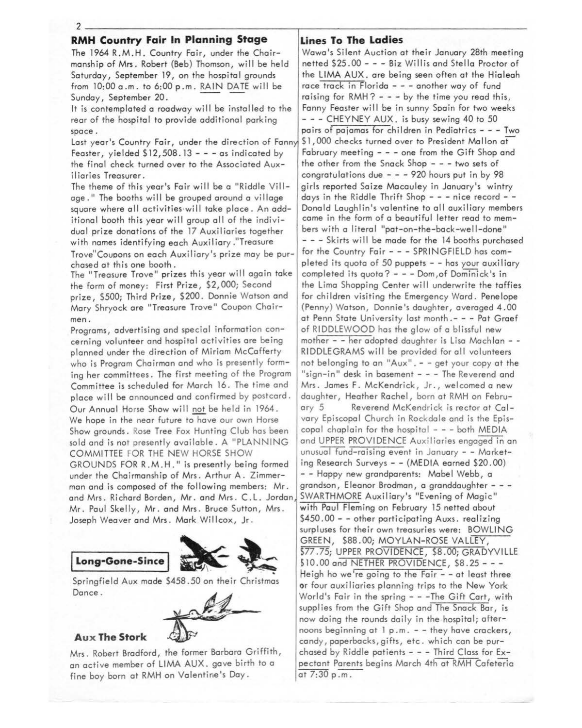## RMH Country Fair In Planning Stage

The 1964 R.M.H. Country Fair, under the Chairmanship of Mrs. Robert (Beb) Thomson, will be held Saturday, September 19, on the hospital grounds from 10:00 a.m. to 6:00 p.m. RAIN DATE will be Sunday, September 20.

It is contemplated a roadway will be installed to the rear of the hospital to provide additional parking space.

Last year's Country Fair, under the direction of Fanny Feaster, yielded $12,508.13 - - - as indicated by the final check turned over to the Associated Auxiliaries Treasurer.

The theme of this year's Fair will be a "Riddle Village." The booths will be grouped around a village square where all activities will take place. An additional booth this year will group all of the individual prize donations of the 17 Auxiliaries together with names identifying each Auxiliary."Treasure Trove"Coupons on each Auxiliary's prize may be purchased at this one booth.

The "Treasure Trove" prizes this year will again take the form of money: First Prize, $2,000; Second prize, $500; Third Prize, $200. Donnie Watson and Mary Shryock are "Treasure Trove" Coupon Chairmen.

Programs, advertising and special information concerning volunteer and hospital activities are being planned under the direction of Miriam McCafferty who is Program Chairman and who is presently forming her committees. The first meeting of the Program Committee is scheduled for March 16. The time and place will be announced and confirmed by postcard.

Our Annual Horse Show will not be held in 1964. We hope in the near future to have our own Horse Show grounds. Rose Tree Fox Hunting Club has been sold and is not presently available. A "PLANNING COMMITTEE FOR THE NEW HORSE SHOW GROUNDS FOR R.M.H." is presently being formed under the Chairmanship of Mrs. Arthur A. Zimmerman and is composed of the following members: Mr. and Mrs. Richard Borden, Mr. and Mrs. C.L. Jordan, Mr. Paul Skelly, Mr. and Mrs. Bruce Sutton, Mrs. Joseph Weaver and Mrs. Mark Willcox, Jr.

### Long-Gone-Since

Springfield Aux made $458.50 on their Christmas Dance.

### Aux The Stork

Mrs. Robert Bradford, the former Barbara Griffith, an active member of LIMA AUX. gave birth to a fine boy born at RMH on Valentine's Day.

## Lines To The Ladies

Wawa's Silent Auction at their January 28th meeting netted $25.00 - - - Biz Willis and Stella Proctor of the LIMA AUX. are being seen often at the Hialeah race track in Florida - - - another way of fund raising for RMH? - - - by the time you read this, Fanny Feaster will be in sunny Spain for two weeks - - - CHEYNEY AUX. is busy sewing 40 to 50 pairs of pajamas for children in Pediatrics - - - Two $1,000 checks turned over to President Mallon at February meeting - - - one from the Gift Shop and the other from the Snack Shop - - - two sets of congratulations due - - - 920 hours put in by 98 girls reported Saize Macauley in January's wintry days in the Riddle Thrift Shop - - - nice record - - Donald Laughlin's valentine to all auxiliary members came in the form of a beautiful letter read to members with a literal "pat-on-the-back-well-done" - - - Skirts will be made for the 14 booths purchased for the Country Fair - - - SPRINGFIELD has completed its quota of 50 puppets - - has your auxiliary completed its quota? - - - Dom,of Dominick's in the Lima Shopping Center will underwrite the taffies for children visiting the Emergency Ward. Penelope (Penny) Watson, Donnie's daughter, averaged 4.00 at Penn State University last month.- - - Pat Graef of RIDDLEWOOD has the glow of a blissful new mother - - her adopted daughter is Lisa Machlan - - RIDDLEGRAMS will be provided for all volunteers not belonging to an "Aux". - - get your copy at the "sign-in" desk in basement - - - The Reverend and Mrs. James F. McKendrick, Jr., welcomed a new daughter, Heather Rachel, born at RMH on February 5 Reverend McKendrick is rector at Calvary Episcopal Church in Rockdale and is the Episcopal chaplain for the hospital - - - both MEDIA and UPPER PROVIDENCE Auxiliaries engaged in an unusual fund-raising event in January - - Marketing Research Surveys - - (MEDIA earned $20.00) - - Happy new grandparents: Mabel Webb, a grandson, Eleanor Brodman, a granddaughter - - - SWARTHMORE Auxiliary's "Evening of Magic" with Paul Fleming on February 15 netted about $450.00 - - other participating Auxs. realizing surpluses for their own treasuries were: BOWLING GREEN, $88.00; MOYLAN-ROSE VALLEY, $77.75; UPPER PROVIDENCE, $8.00; GRADYVILLE $10.00 and NETHER PROVIDENCE, $8.25 - - - Heigh ho we're going to the Fair - - at least three or four auxiliaries planning trips to the New York World's Fair in the spring - - -The Gift Cart, with supplies from the Gift Shop and The Snack Bar, is now doing the rounds daily in the hospital; afternoons beginning at 1 p.m. - - they have crackers, candy, paperbacks, gifts, etc. which can be purchased by Riddle patients - - - Third Class for Expectant Parents begins March 4th at RMH Cafeteria at 7:30 p.m.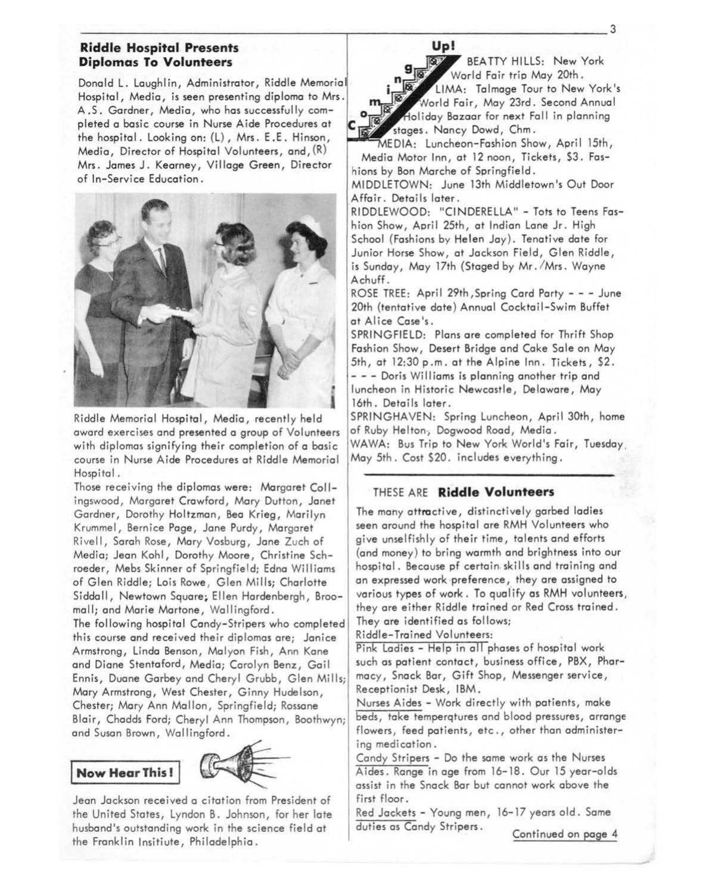## Riddle Hospital Presents Diplomas To Volunteers

Donald L. Laughlin, Administrator, Riddle Memorial Hospital, Media, is seen presenting diploma to Mrs. A.S. Gardner, Media, who has successfully completed a basic course in Nurse Aide Procedures at the hospital. Looking on: (L), Mrs. E.E. Hinson, Media, Director of Hospital Volunteers, and, (R) Mrs. James J. Kearney, Village Green, Director of In-Service Education.

Riddle Memorial Hospital, Media, recently held award exercises and presented a group of Volunteers with diplomas signifying their completion of a basic course in Nurse Aide Procedures at Riddle Memorial Hospital.

Those receiving the diplomas were: Margaret Collingswood, Margaret Crawford, Mary Dutton, Janet Gardner, Dorothy Holtzman, Bea Krieg, Marilyn Krummel, Bernice Page, Jane Purdy, Margaret Rivell, Sarah Rose, Mary Vosburg, Jane Zuch of Media; Jean Kohl, Dorothy Moore, Christine Schroeder, Mebs Skinner of Springfield; Edna Williams of Glen Riddle; Lois Rowe, Glen Mills; Charlotte Siddall, Newtown Square; Ellen Hardenbergh, Broomall; and Marie Martone, Wallingford.

The following hospital Candy-Stripers who completed this course and received their diplomas are; Janice Armstrong, Linda Benson, Malyon Fish, Ann Kane and Diane Stentaford, Media; Carolyn Benz, Gail Ennis, Duane Garbey and Cheryl Grubb, Glen Mills; Mary Armstrong, West Chester, Ginny Hudelson, Chester; Mary Ann Mallon, Springfield; Rossane Blair, Chadds Ford; Cheryl Ann Thompson, Boothwyn; and Susan Brown, Wallingford.

## Now Hear This!

Jean Jackson received a citation from President of the United States, Lyndon B. Johnson, for her late husband's outstanding work in the science field at the Franklin Insitiute, Philadelphia.

## Coming Up!

BEATTY HILLS: New York World Fair trip May 20th.

LIMA: Talmage Tour to New York's World Fair, May 23rd. Second Annual Holiday Bazaar for next Fall in planning stages. Nancy Dowd, Chm.

MEDIA: Luncheon-Fashion Show, April 15th, Media Motor Inn, at 12 noon, Tickets, $3. Fashions by Bon Marche of Springfield.

MIDDLETOWN: June 13th Middletown's Out Door Affair. Details later.

RIDDLEWOOD: "CINDERELLA" - Tots to Teens Fashion Show, April 25th, at Indian Lane Jr. High School (Fashions by Helen Jay). Tenative date for Junior Horse Show, at Jackson Field, Glen Riddle, is Sunday, May 17th (Staged by Mr./Mrs. Wayne Achuff.

ROSE TREE: April 29th, Spring Card Party - - - June 20th (tentative date) Annual Cocktail-Swim Buffet at Alice Case's.

SPRINGFIELD: Plans are completed for Thrift Shop Fashion Show, Desert Bridge and Cake Sale on May 5th, at 12:30 p.m. at the Alpine Inn. Tickets, $2. - - - Doris Williams is planning another trip and luncheon in Historic Newcastle, Delaware, May 16th. Details later.

SPRINGHAVEN: Spring Luncheon, April 30th, home of Ruby Helton, Dogwood Road, Media.

WAWA: Bus Trip to New York World's Fair, Tuesday, May 5th. Cost $20. includes everything.

## THESE ARE Riddle Volunteers

The many attractive, distinctively garbed ladies seen around the hospital are RMH Volunteers who give unselfishly of their time, talents and efforts (and money) to bring warmth and brightness into our hospital. Because pf certain skills and training and an expressed work preference, they are assigned to various types of work. To qualify as RMH volunteers, they are either Riddle trained or Red Cross trained. They are identified as follows;

Riddle-Trained Volunteers:

Pink Ladies - Help in all phases of hospital work such as patient contact, business office, PBX, Pharmacy, Snack Bar, Gift Shop, Messenger service, Receptionist Desk, IBM.

Nurses Aides - Work directly with patients, make beds, take temperqtures and blood pressures, arrange flowers, feed patients, etc., other than administering medication.

Candy Stripers - Do the same work as the Nurses Aides. Range in age from 16-18. Our 15 year-olds assist in the Snack Bar but cannot work above the first floor.

Red Jackets - Young men, 16-17 years old. Same duties as Candy Stripers.

Continued on page 4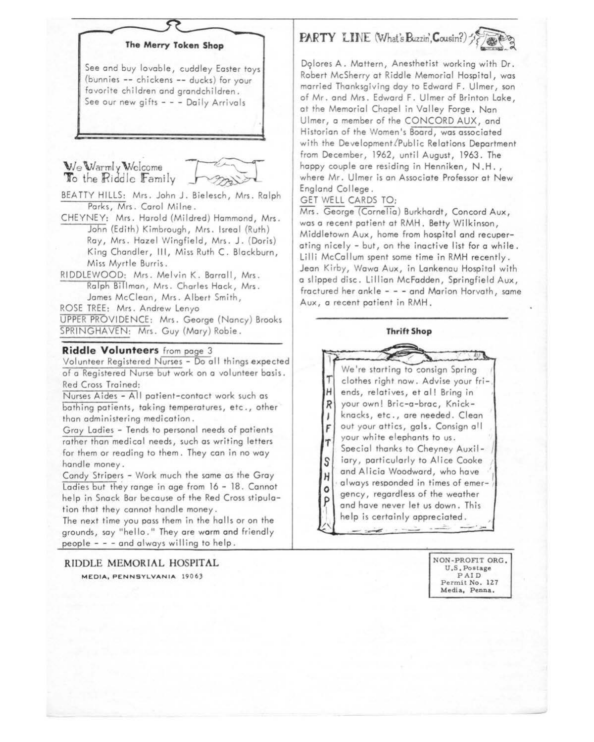## The Merry Token Shop

See and buy lovable, cuddley Easter toys (bunnies -- chickens -- ducks) for your favorite children and grandchildren.
See our new gifts - - - Daily Arrivals

## We Warmly Welcome To the Riddle Family

BEATTY HILLS: Mrs. John J. Bielesch, Mrs. Ralph Parks, Mrs. Carol Milne.

CHEYNEY: Mrs. Harold (Mildred) Hammond, Mrs. John (Edith) Kimbrough, Mrs. Isreal (Ruth) Ray, Mrs. Hazel Wingfield, Mrs. J. (Doris) King Chandler, III, Miss Ruth C. Blackburn, Miss Myrtle Burris.

RIDDLEWOOD: Mrs. Melvin K. Barrall, Mrs. Ralph Billman, Mrs. Charles Hack, Mrs. James McClean, Mrs. Albert Smith,

ROSE TREE: Mrs. Andrew Lenyo

UPPER PROVIDENCE: Mrs. George (Nancy) Brooks

SPRINGHAVEN: Mrs. Guy (Mary) Robie.

## Riddle Volunteers from page 3

Volunteer Registered Nurses - Do all things expected of a Registered Nurse but work on a volunteer basis.

Red Cross Trained:

Nurses Aides - All patient-contact work such as bathing patients, taking temperatures, etc., other than administering medication.

Gray Ladies - Tends to personal needs of patients rather than medical needs, such as writing letters for them or reading to them. They can in no way handle money.

Candy Stripers - Work much the same as the Gray Ladies but they range in age from 16 - 18. Cannot help in Snack Bar because of the Red Cross stipulation that they cannot handle money.

The next time you pass them in the halls or on the grounds, say "hello." They are warm and friendly people - - - and always willing to help.

## PARTY LINE (What's Buzzin', Cousin?)

Dolores A. Mattern, Anesthetist working with Dr. Robert McSherry at Riddle Memorial Hospital, was married Thanksgiving day to Edward F. Ulmer, son of Mr. and Mrs. Edward F. Ulmer of Brinton Lake, at the Memorial Chapel in Valley Forge. Nan Ulmer, a member of the CONCORD AUX, and Historian of the Women's Board, was associated with the Development/Public Relations Department from December, 1962, until August, 1963. The happy couple are residing in Henniken, N.H., where Mr. Ulmer is an Associate Professor at New England College.

GET WELL CARDS TO:

Mrs. George (Cornelia) Burkhardt, Concord Aux, was a recent patient at RMH. Betty Wilkinson, Middletown Aux, home from hospital and recuperating nicely - but, on the inactive list for a while. Lilli McCallum spent some time in RMH recently. Jean Kirby, Wawa Aux, in Lankenau Hospital with a slipped disc. Lillian McFadden, Springfield Aux, fractured her ankle - - - and Marion Horvath, same Aux, a recent patient in RMH.

## Thrift Shop

THRIFT SHOP

We're starting to consign Spring clothes right now. Advise your friends, relatives, et al! Bring in your own! Bric-a-brac, Knick-knacks, etc., are needed. Clean out your attics, gals. Consign all your white elephants to us.
Special thanks to Cheyney Auxiliary, particularly to Alice Cooke and Alicia Woodward, who have always responded in times of emergency, regardless of the weather and have never let us down. This help is certainly appreciated.

RIDDLE MEMORIAL HOSPITAL
MEDIA, PENNSYLVANIA 19063

NON-PROFIT ORG.
U.S. Postage
PAID
Permit No. 127
Media, Penna.